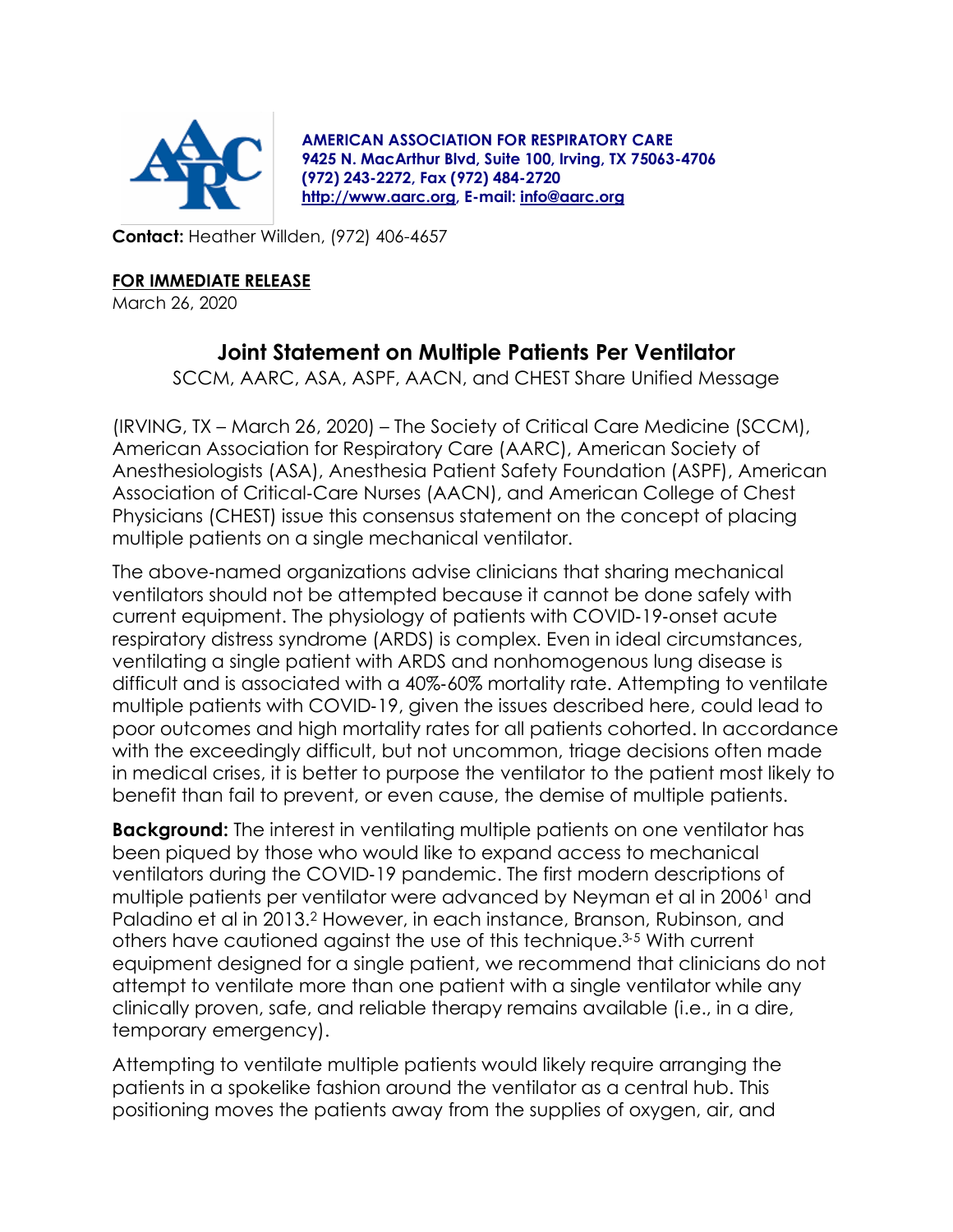**AMERICAN ASSOCIATION FOR RESPIRATORY CARE**
**9425 N. MacArthur Blvd, Suite 100, Irving, TX 75063-4706**
**(972) 243-2272, Fax (972) 484-2720**
**http://www.aarc.org, E-mail: info@aarc.org**

**Contact:** Heather Willden, (972) 406-4657

**FOR IMMEDIATE RELEASE**
March 26, 2020

# Joint Statement on Multiple Patients Per Ventilator

SCCM, AARC, ASA, ASPF, AACN, and CHEST Share Unified Message

(IRVING, TX – March 26, 2020) – The Society of Critical Care Medicine (SCCM), American Association for Respiratory Care (AARC), American Society of Anesthesiologists (ASA), Anesthesia Patient Safety Foundation (ASPF), American Association of Critical-Care Nurses (AACN), and American College of Chest Physicians (CHEST) issue this consensus statement on the concept of placing multiple patients on a single mechanical ventilator.

The above-named organizations advise clinicians that sharing mechanical ventilators should not be attempted because it cannot be done safely with current equipment. The physiology of patients with COVID-19-onset acute respiratory distress syndrome (ARDS) is complex. Even in ideal circumstances, ventilating a single patient with ARDS and nonhomogenous lung disease is difficult and is associated with a 40%-60% mortality rate. Attempting to ventilate multiple patients with COVID-19, given the issues described here, could lead to poor outcomes and high mortality rates for all patients cohorted. In accordance with the exceedingly difficult, but not uncommon, triage decisions often made in medical crises, it is better to purpose the ventilator to the patient most likely to benefit than fail to prevent, or even cause, the demise of multiple patients.

**Background:** The interest in ventilating multiple patients on one ventilator has been piqued by those who would like to expand access to mechanical ventilators during the COVID-19 pandemic. The first modern descriptions of multiple patients per ventilator were advanced by Neyman et al in 2006[1] and Paladino et al in 2013.[2] However, in each instance, Branson, Rubinson, and others have cautioned against the use of this technique.[3-5] With current equipment designed for a single patient, we recommend that clinicians do not attempt to ventilate more than one patient with a single ventilator while any clinically proven, safe, and reliable therapy remains available (i.e., in a dire, temporary emergency).

Attempting to ventilate multiple patients would likely require arranging the patients in a spokelike fashion around the ventilator as a central hub. This positioning moves the patients away from the supplies of oxygen, air, and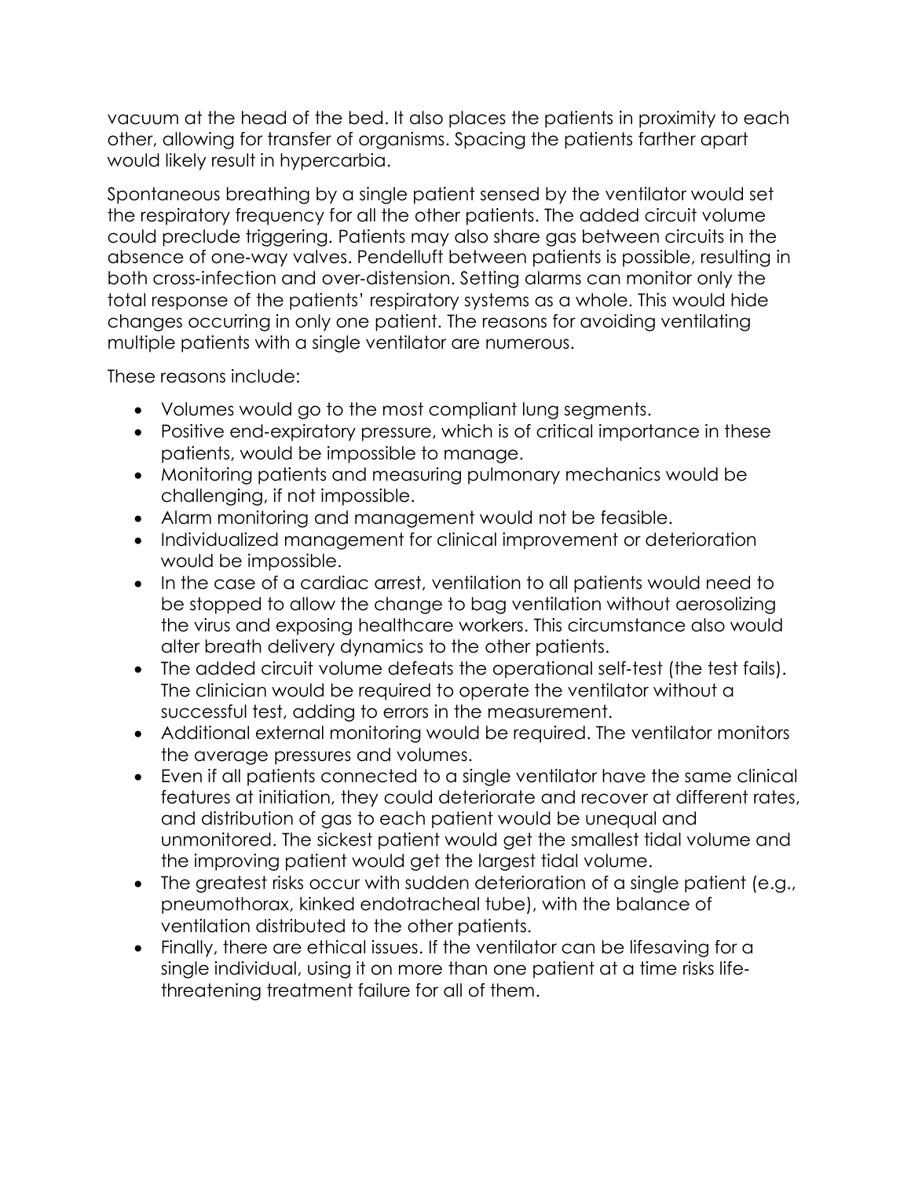vacuum at the head of the bed. It also places the patients in proximity to each other, allowing for transfer of organisms. Spacing the patients farther apart would likely result in hypercarbia.

Spontaneous breathing by a single patient sensed by the ventilator would set the respiratory frequency for all the other patients. The added circuit volume could preclude triggering. Patients may also share gas between circuits in the absence of one-way valves. Pendelluft between patients is possible, resulting in both cross-infection and over-distension. Setting alarms can monitor only the total response of the patients' respiratory systems as a whole. This would hide changes occurring in only one patient. The reasons for avoiding ventilating multiple patients with a single ventilator are numerous.

These reasons include:

- Volumes would go to the most compliant lung segments.
- Positive end-expiratory pressure, which is of critical importance in these patients, would be impossible to manage.
- Monitoring patients and measuring pulmonary mechanics would be challenging, if not impossible.
- Alarm monitoring and management would not be feasible.
- Individualized management for clinical improvement or deterioration would be impossible.
- In the case of a cardiac arrest, ventilation to all patients would need to be stopped to allow the change to bag ventilation without aerosolizing the virus and exposing healthcare workers. This circumstance also would alter breath delivery dynamics to the other patients.
- The added circuit volume defeats the operational self-test (the test fails). The clinician would be required to operate the ventilator without a successful test, adding to errors in the measurement.
- Additional external monitoring would be required. The ventilator monitors the average pressures and volumes.
- Even if all patients connected to a single ventilator have the same clinical features at initiation, they could deteriorate and recover at different rates, and distribution of gas to each patient would be unequal and unmonitored. The sickest patient would get the smallest tidal volume and the improving patient would get the largest tidal volume.
- The greatest risks occur with sudden deterioration of a single patient (e.g., pneumothorax, kinked endotracheal tube), with the balance of ventilation distributed to the other patients.
- Finally, there are ethical issues. If the ventilator can be lifesaving for a single individual, using it on more than one patient at a time risks life-threatening treatment failure for all of them.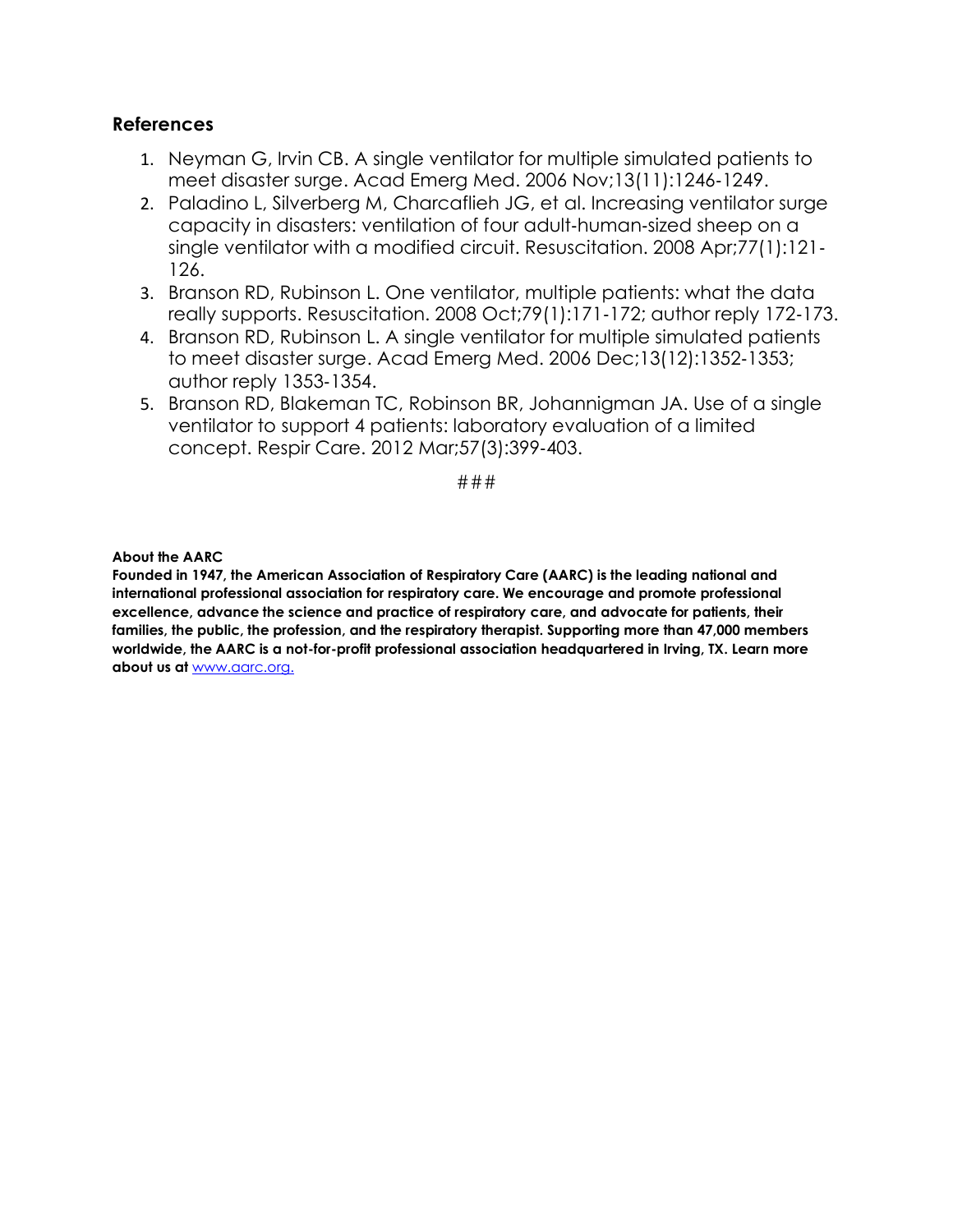## References

1. Neyman G, Irvin CB. A single ventilator for multiple simulated patients to meet disaster surge. Acad Emerg Med. 2006 Nov;13(11):1246-1249.
2. Paladino L, Silverberg M, Charcaflieh JG, et al. Increasing ventilator surge capacity in disasters: ventilation of four adult-human-sized sheep on a single ventilator with a modified circuit. Resuscitation. 2008 Apr;77(1):121-126.
3. Branson RD, Rubinson L. One ventilator, multiple patients: what the data really supports. Resuscitation. 2008 Oct;79(1):171-172; author reply 172-173.
4. Branson RD, Rubinson L. A single ventilator for multiple simulated patients to meet disaster surge. Acad Emerg Med. 2006 Dec;13(12):1352-1353; author reply 1353-1354.
5. Branson RD, Blakeman TC, Robinson BR, Johannigman JA. Use of a single ventilator to support 4 patients: laboratory evaluation of a limited concept. Respir Care. 2012 Mar;57(3):399-403.

###

**About the AARC**

**Founded in 1947, the American Association of Respiratory Care (AARC) is the leading national and international professional association for respiratory care. We encourage and promote professional excellence, advance the science and practice of respiratory care, and advocate for patients, their families, the public, the profession, and the respiratory therapist. Supporting more than 47,000 members worldwide, the AARC is a not-for-profit professional association headquartered in Irving, TX. Learn more about us at** [www.aarc.org.](http://www.aarc.org)